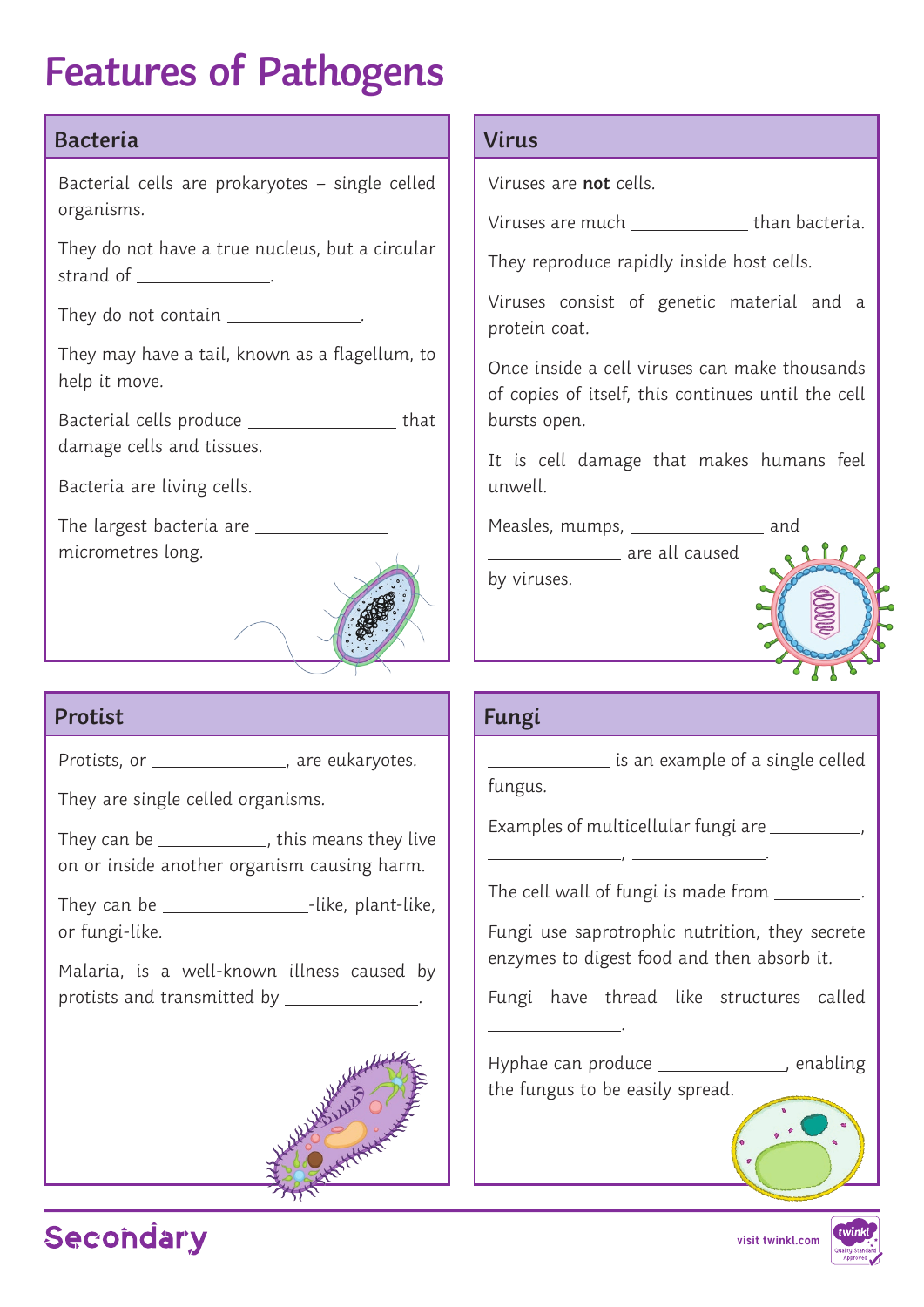# Features of Pathogens

## Bacteria

Bacterial cells are prokaryotes – single celled organisms.

They do not have a true nucleus, but a circular strand of ______________.

They do not contain ______________.

They may have a tail, known as a flagellum, to help it move.

Bacterial cells produce ________________ that damage cells and tissues.

Bacteria are living cells.

The largest bacteria are ______________ micrometres long.

## Virus

Viruses are **not** cells.

Viruses are much ____________ than bacteria.

They reproduce rapidly inside host cells.

Viruses consist of genetic material and a protein coat.

Once inside a cell viruses can make thousands of copies of itself, this continues until the cell bursts open.

It is cell damage that makes humans feel unwell.

Measles, mumps, ______________ and ______________ are all caused by viruses.

## Protist

Protists, or ______________, are eukaryotes.

They are single celled organisms.

They can be ____________, this means they live on or inside another organism causing harm.

They can be ________________-like, plant-like, or fungi-like.

Malaria, is a well-known illness caused by protists and transmitted by ______________.

## Fungi

_____________ is an example of a single celled fungus.

Examples of multicellular fungi are __________, ______________, ______________.

The cell wall of fungi is made from _________.

Fungi use saprotrophic nutrition, they secrete enzymes to digest food and then absorb it.

Fungi have thread like structures called ______________.

Hyphae can produce ______________, enabling the fungus to be easily spread.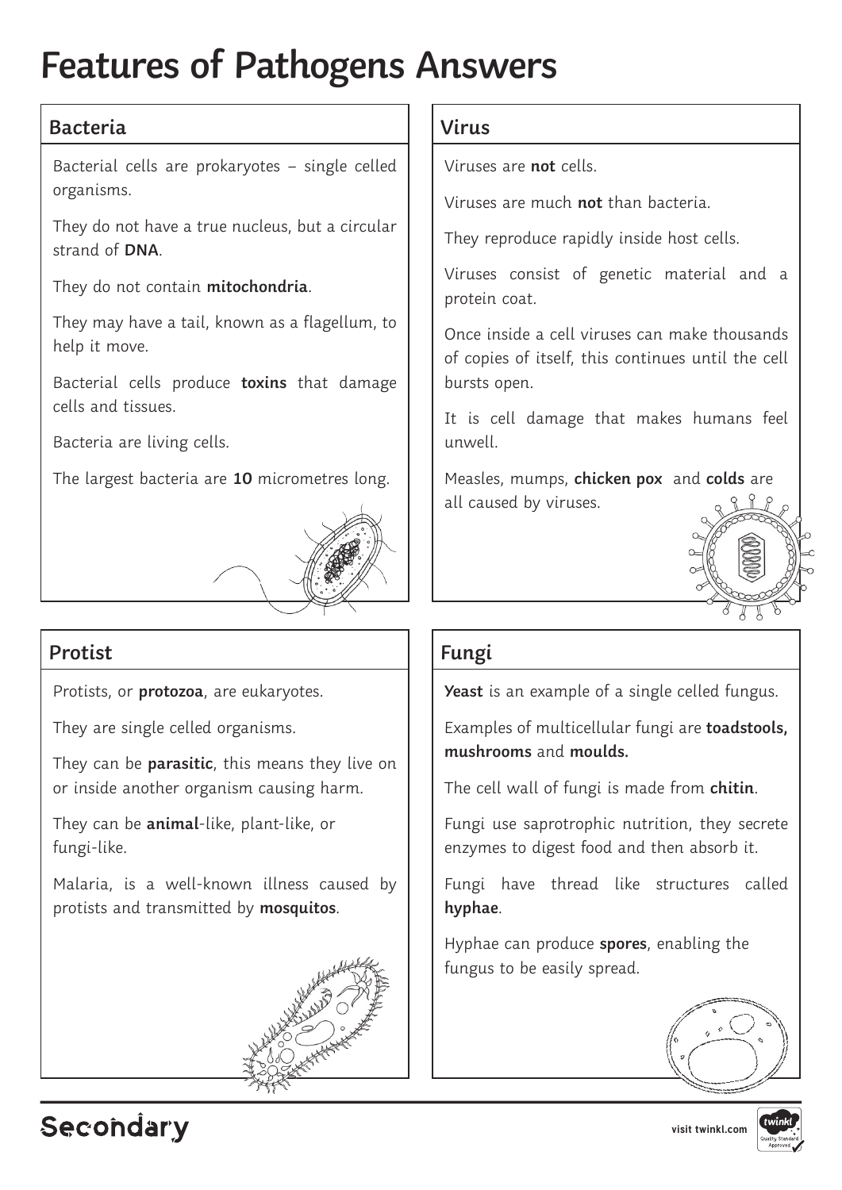# Features of Pathogens Answers

## Bacteria

Bacterial cells are prokaryotes – single celled organisms.

They do not have a true nucleus, but a circular strand of **DNA**.

They do not contain **mitochondria**.

They may have a tail, known as a flagellum, to help it move.

Bacterial cells produce **toxins** that damage cells and tissues.

Bacteria are living cells.

The largest bacteria are **10** micrometres long.

## Virus

Viruses are **not** cells.

Viruses are much **not** than bacteria.

They reproduce rapidly inside host cells.

Viruses consist of genetic material and a protein coat.

Once inside a cell viruses can make thousands of copies of itself, this continues until the cell bursts open.

It is cell damage that makes humans feel unwell.

Measles, mumps, **chicken pox** and **colds** are all caused by viruses.

## Protist

Protists, or **protozoa**, are eukaryotes.

They are single celled organisms.

They can be **parasitic**, this means they live on or inside another organism causing harm.

They can be **animal**-like, plant-like, or fungi-like.

Malaria, is a well-known illness caused by protists and transmitted by **mosquitos**.

## Fungi

**Yeast** is an example of a single celled fungus.

Examples of multicellular fungi are **toadstools, mushrooms** and **moulds.**

The cell wall of fungi is made from **chitin**.

Fungi use saprotrophic nutrition, they secrete enzymes to digest food and then absorb it.

Fungi have thread like structures called **hyphae**.

Hyphae can produce **spores**, enabling the fungus to be easily spread.